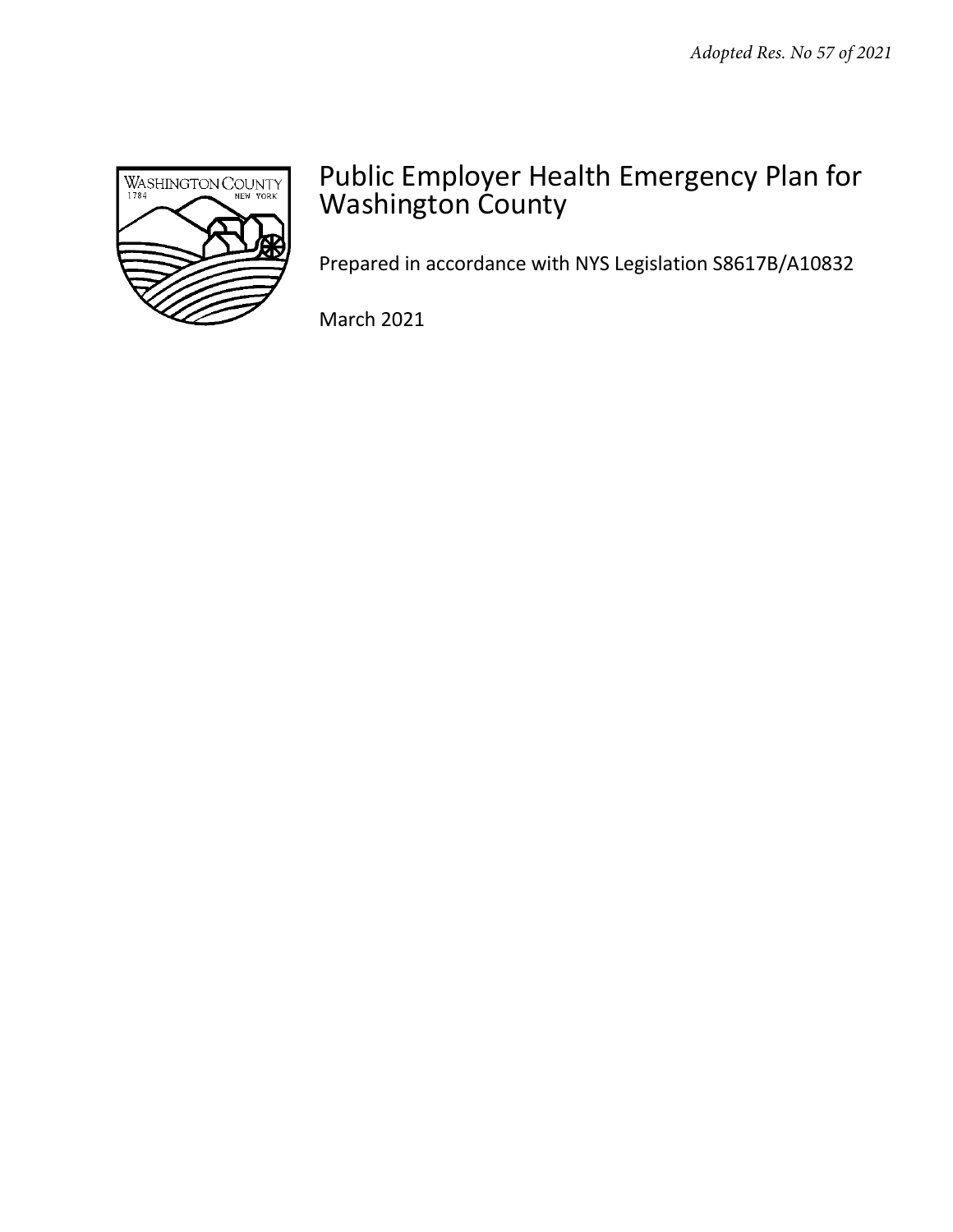*Adopted Res. No 57 of 2021*

# Public Employer Health Emergency Plan for Washington County

Prepared in accordance with NYS Legislation S8617B/A10832

March 2021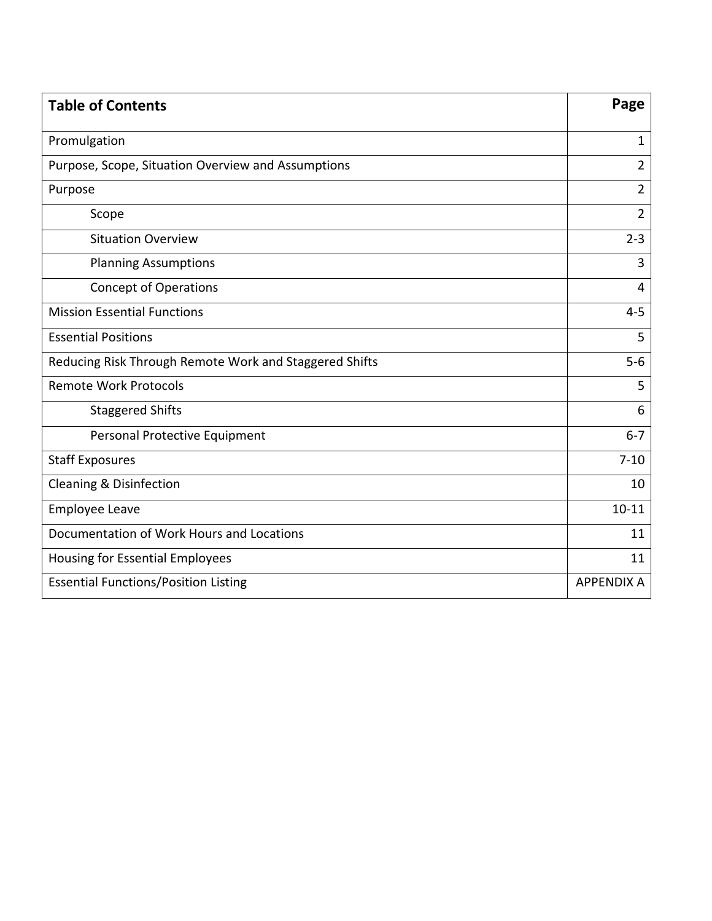| **Table of Contents** | **Page** |
|---|---|
| Promulgation | 1 |
| Purpose, Scope, Situation Overview and Assumptions | 2 |
| Purpose | 2 |
| Scope | 2 |
| Situation Overview | 2-3 |
| Planning Assumptions | 3 |
| Concept of Operations | 4 |
| Mission Essential Functions | 4-5 |
| Essential Positions | 5 |
| Reducing Risk Through Remote Work and Staggered Shifts | 5-6 |
| Remote Work Protocols | 5 |
| Staggered Shifts | 6 |
| Personal Protective Equipment | 6-7 |
| Staff Exposures | 7-10 |
| Cleaning & Disinfection | 10 |
| Employee Leave | 10-11 |
| Documentation of Work Hours and Locations | 11 |
| Housing for Essential Employees | 11 |
| Essential Functions/Position Listing | APPENDIX A |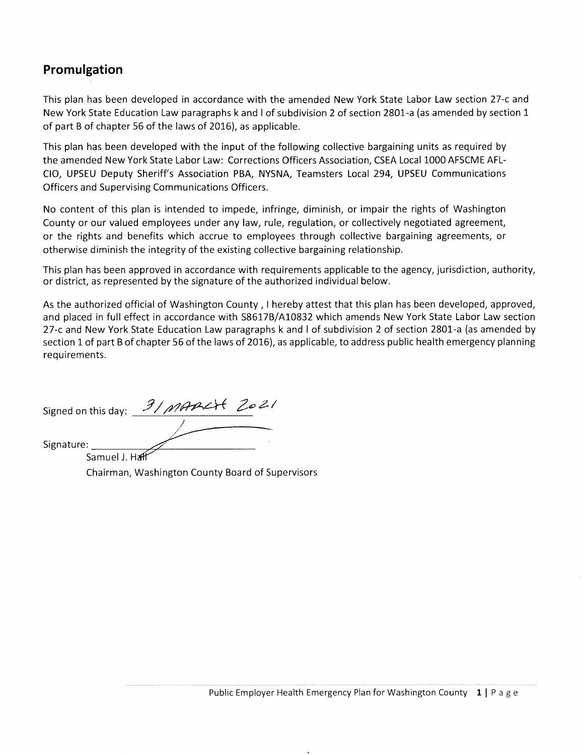## Promulgation

This plan has been developed in accordance with the amended New York State Labor Law section 27-c and New York State Education Law paragraphs k and l of subdivision 2 of section 2801-a (as amended by section 1 of part B of chapter 56 of the laws of 2016), as applicable.

This plan has been developed with the input of the following collective bargaining units as required by the amended New York State Labor Law: Corrections Officers Association, CSEA Local 1000 AFSCME AFL-CIO, UPSEU Deputy Sheriff's Association PBA, NYSNA, Teamsters Local 294, UPSEU Communications Officers and Supervising Communications Officers.

No content of this plan is intended to impede, infringe, diminish, or impair the rights of Washington County or our valued employees under any law, rule, regulation, or collectively negotiated agreement, or the rights and benefits which accrue to employees through collective bargaining agreements, or otherwise diminish the integrity of the existing collective bargaining relationship.

This plan has been approved in accordance with requirements applicable to the agency, jurisdiction, authority, or district, as represented by the signature of the authorized individual below.

As the authorized official of Washington County , I hereby attest that this plan has been developed, approved, and placed in full effect in accordance with S8617B/A10832 which amends New York State Labor Law section 27-c and New York State Education Law paragraphs k and l of subdivision 2 of section 2801-a (as amended by section 1 of part B of chapter 56 of the laws of 2016), as applicable, to address public health emergency planning requirements.

Signed on this day: 31 MARCH 2021

Signature: ______________________

Samuel J. Hall
Chairman, Washington County Board of Supervisors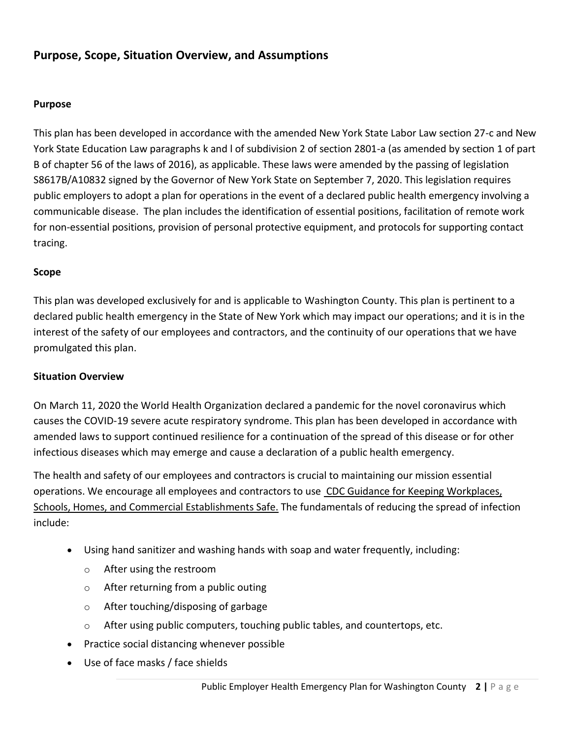## Purpose, Scope, Situation Overview, and Assumptions

### Purpose

This plan has been developed in accordance with the amended New York State Labor Law section 27-c and New York State Education Law paragraphs k and l of subdivision 2 of section 2801-a (as amended by section 1 of part B of chapter 56 of the laws of 2016), as applicable. These laws were amended by the passing of legislation S8617B/A10832 signed by the Governor of New York State on September 7, 2020. This legislation requires public employers to adopt a plan for operations in the event of a declared public health emergency involving a communicable disease. The plan includes the identification of essential positions, facilitation of remote work for non-essential positions, provision of personal protective equipment, and protocols for supporting contact tracing.

### Scope

This plan was developed exclusively for and is applicable to Washington County. This plan is pertinent to a declared public health emergency in the State of New York which may impact our operations; and it is in the interest of the safety of our employees and contractors, and the continuity of our operations that we have promulgated this plan.

### Situation Overview

On March 11, 2020 the World Health Organization declared a pandemic for the novel coronavirus which causes the COVID-19 severe acute respiratory syndrome. This plan has been developed in accordance with amended laws to support continued resilience for a continuation of the spread of this disease or for other infectious diseases which may emerge and cause a declaration of a public health emergency.

The health and safety of our employees and contractors is crucial to maintaining our mission essential operations. We encourage all employees and contractors to use CDC Guidance for Keeping Workplaces, Schools, Homes, and Commercial Establishments Safe. The fundamentals of reducing the spread of infection include:

- Using hand sanitizer and washing hands with soap and water frequently, including:
  - After using the restroom
  - After returning from a public outing
  - After touching/disposing of garbage
  - After using public computers, touching public tables, and countertops, etc.
- Practice social distancing whenever possible
- Use of face masks / face shields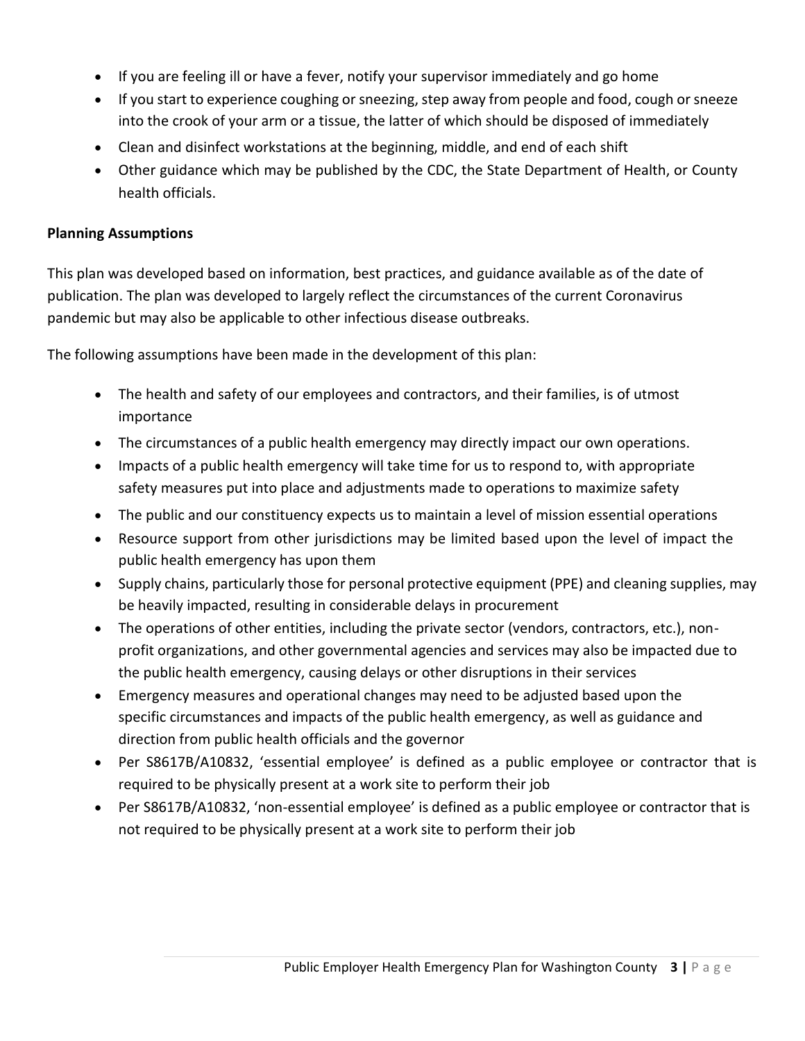- If you are feeling ill or have a fever, notify your supervisor immediately and go home
- If you start to experience coughing or sneezing, step away from people and food, cough or sneeze into the crook of your arm or a tissue, the latter of which should be disposed of immediately
- Clean and disinfect workstations at the beginning, middle, and end of each shift
- Other guidance which may be published by the CDC, the State Department of Health, or County health officials.

**Planning Assumptions**

This plan was developed based on information, best practices, and guidance available as of the date of publication. The plan was developed to largely reflect the circumstances of the current Coronavirus pandemic but may also be applicable to other infectious disease outbreaks.

The following assumptions have been made in the development of this plan:

- The health and safety of our employees and contractors, and their families, is of utmost importance
- The circumstances of a public health emergency may directly impact our own operations.
- Impacts of a public health emergency will take time for us to respond to, with appropriate safety measures put into place and adjustments made to operations to maximize safety
- The public and our constituency expects us to maintain a level of mission essential operations
- Resource support from other jurisdictions may be limited based upon the level of impact the public health emergency has upon them
- Supply chains, particularly those for personal protective equipment (PPE) and cleaning supplies, may be heavily impacted, resulting in considerable delays in procurement
- The operations of other entities, including the private sector (vendors, contractors, etc.), non-profit organizations, and other governmental agencies and services may also be impacted due to the public health emergency, causing delays or other disruptions in their services
- Emergency measures and operational changes may need to be adjusted based upon the specific circumstances and impacts of the public health emergency, as well as guidance and direction from public health officials and the governor
- Per S8617B/A10832, 'essential employee' is defined as a public employee or contractor that is required to be physically present at a work site to perform their job
- Per S8617B/A10832, 'non-essential employee' is defined as a public employee or contractor that is not required to be physically present at a work site to perform their job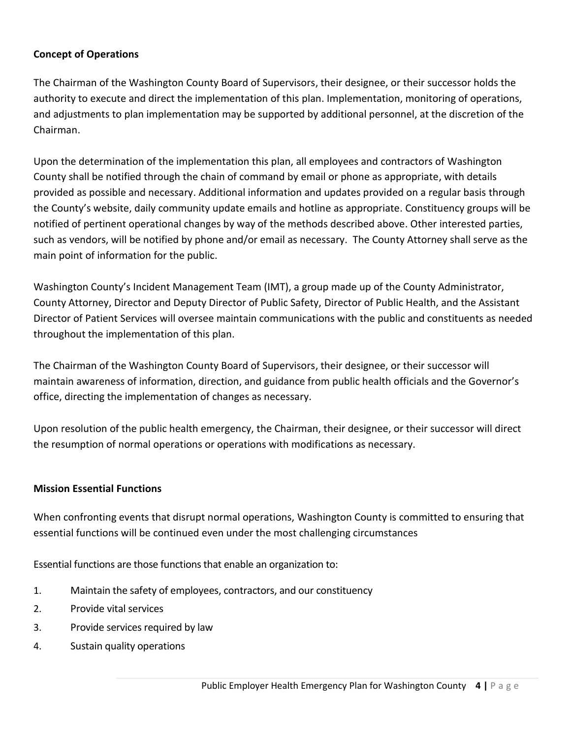**Concept of Operations**

The Chairman of the Washington County Board of Supervisors, their designee, or their successor holds the authority to execute and direct the implementation of this plan. Implementation, monitoring of operations, and adjustments to plan implementation may be supported by additional personnel, at the discretion of the Chairman.

Upon the determination of the implementation this plan, all employees and contractors of Washington County shall be notified through the chain of command by email or phone as appropriate, with details provided as possible and necessary. Additional information and updates provided on a regular basis through the County's website, daily community update emails and hotline as appropriate. Constituency groups will be notified of pertinent operational changes by way of the methods described above. Other interested parties, such as vendors, will be notified by phone and/or email as necessary. The County Attorney shall serve as the main point of information for the public.

Washington County's Incident Management Team (IMT), a group made up of the County Administrator, County Attorney, Director and Deputy Director of Public Safety, Director of Public Health, and the Assistant Director of Patient Services will oversee maintain communications with the public and constituents as needed throughout the implementation of this plan.

The Chairman of the Washington County Board of Supervisors, their designee, or their successor will maintain awareness of information, direction, and guidance from public health officials and the Governor's office, directing the implementation of changes as necessary.

Upon resolution of the public health emergency, the Chairman, their designee, or their successor will direct the resumption of normal operations or operations with modifications as necessary.

**Mission Essential Functions**

When confronting events that disrupt normal operations, Washington County is committed to ensuring that essential functions will be continued even under the most challenging circumstances

Essential functions are those functions that enable an organization to:

1. Maintain the safety of employees, contractors, and our constituency
2. Provide vital services
3. Provide services required by law
4. Sustain quality operations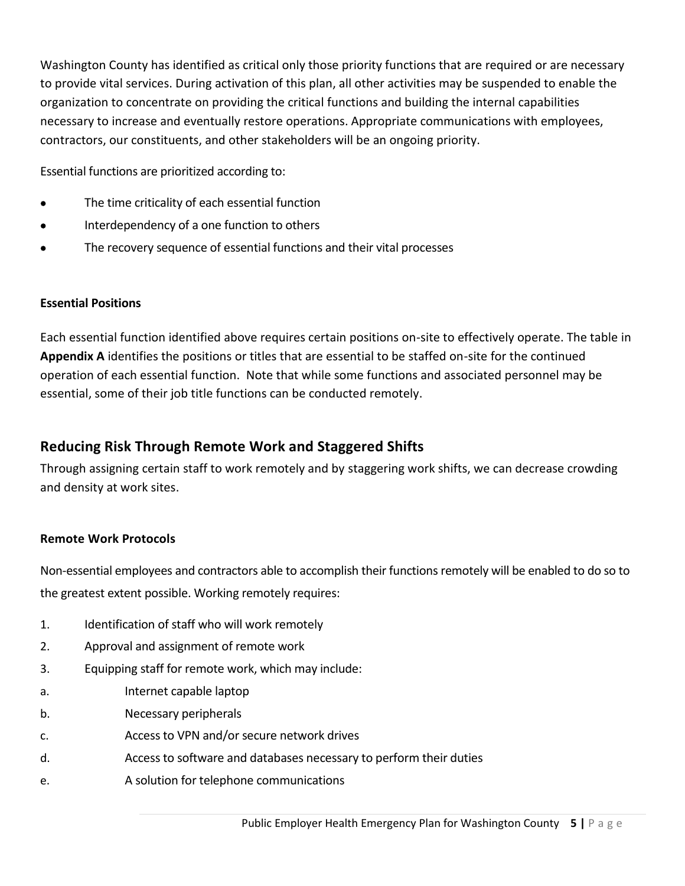Washington County has identified as critical only those priority functions that are required or are necessary to provide vital services. During activation of this plan, all other activities may be suspended to enable the organization to concentrate on providing the critical functions and building the internal capabilities necessary to increase and eventually restore operations. Appropriate communications with employees, contractors, our constituents, and other stakeholders will be an ongoing priority.

Essential functions are prioritized according to:

- The time criticality of each essential function
- Interdependency of a one function to others
- The recovery sequence of essential functions and their vital processes

**Essential Positions**

Each essential function identified above requires certain positions on-site to effectively operate. The table in **Appendix A** identifies the positions or titles that are essential to be staffed on-site for the continued operation of each essential function. Note that while some functions and associated personnel may be essential, some of their job title functions can be conducted remotely.

## Reducing Risk Through Remote Work and Staggered Shifts

Through assigning certain staff to work remotely and by staggering work shifts, we can decrease crowding and density at work sites.

**Remote Work Protocols**

Non-essential employees and contractors able to accomplish their functions remotely will be enabled to do so to the greatest extent possible. Working remotely requires:

1. Identification of staff who will work remotely
2. Approval and assignment of remote work
3. Equipping staff for remote work, which may include:
   a. Internet capable laptop
   b. Necessary peripherals
   c. Access to VPN and/or secure network drives
   d. Access to software and databases necessary to perform their duties
   e. A solution for telephone communications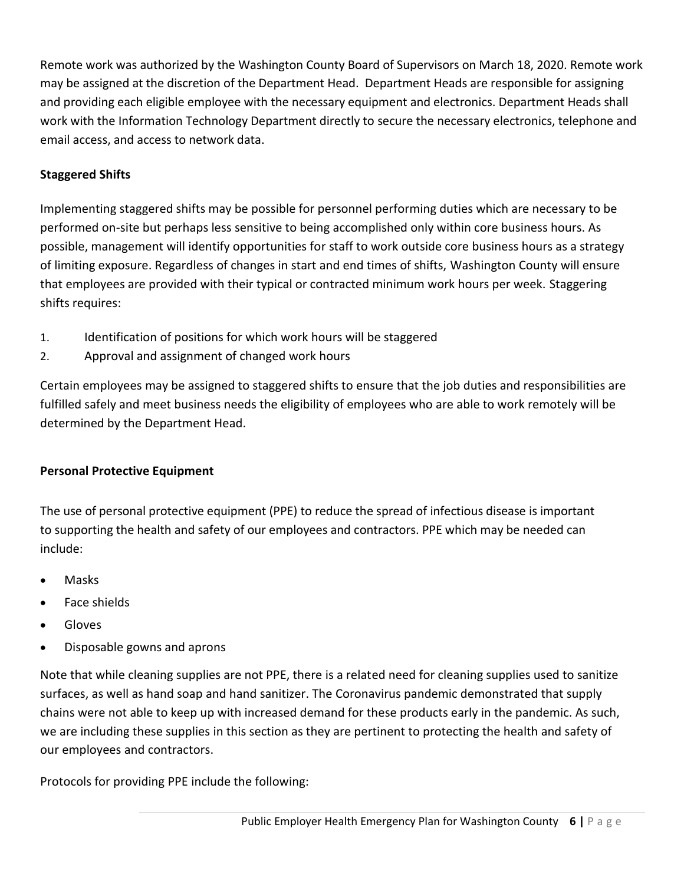Remote work was authorized by the Washington County Board of Supervisors on March 18, 2020. Remote work may be assigned at the discretion of the Department Head. Department Heads are responsible for assigning and providing each eligible employee with the necessary equipment and electronics. Department Heads shall work with the Information Technology Department directly to secure the necessary electronics, telephone and email access, and access to network data.

**Staggered Shifts**

Implementing staggered shifts may be possible for personnel performing duties which are necessary to be performed on-site but perhaps less sensitive to being accomplished only within core business hours. As possible, management will identify opportunities for staff to work outside core business hours as a strategy of limiting exposure. Regardless of changes in start and end times of shifts, Washington County will ensure that employees are provided with their typical or contracted minimum work hours per week. Staggering shifts requires:

1. Identification of positions for which work hours will be staggered
2. Approval and assignment of changed work hours

Certain employees may be assigned to staggered shifts to ensure that the job duties and responsibilities are fulfilled safely and meet business needs the eligibility of employees who are able to work remotely will be determined by the Department Head.

**Personal Protective Equipment**

The use of personal protective equipment (PPE) to reduce the spread of infectious disease is important to supporting the health and safety of our employees and contractors. PPE which may be needed can include:

- Masks
- Face shields
- Gloves
- Disposable gowns and aprons

Note that while cleaning supplies are not PPE, there is a related need for cleaning supplies used to sanitize surfaces, as well as hand soap and hand sanitizer. The Coronavirus pandemic demonstrated that supply chains were not able to keep up with increased demand for these products early in the pandemic. As such, we are including these supplies in this section as they are pertinent to protecting the health and safety of our employees and contractors.

Protocols for providing PPE include the following: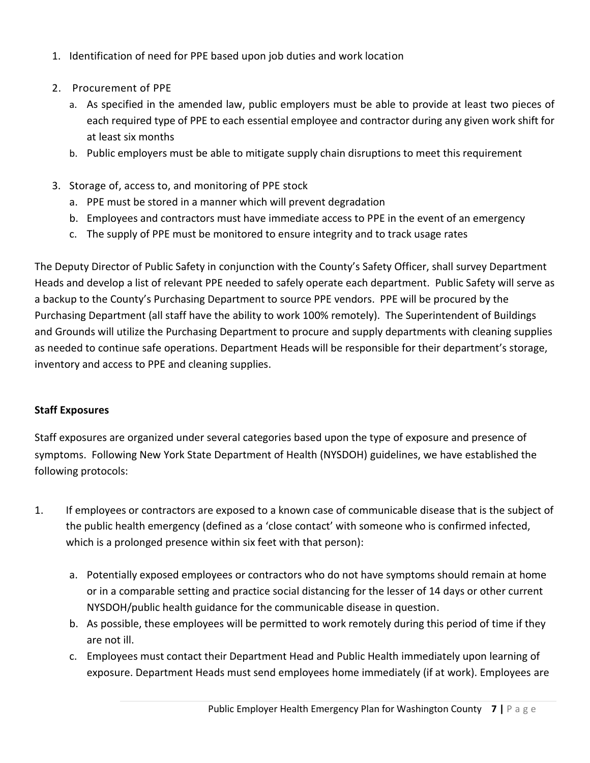1. Identification of need for PPE based upon job duties and work location

2. Procurement of PPE
   a. As specified in the amended law, public employers must be able to provide at least two pieces of each required type of PPE to each essential employee and contractor during any given work shift for at least six months
   b. Public employers must be able to mitigate supply chain disruptions to meet this requirement

3. Storage of, access to, and monitoring of PPE stock
   a. PPE must be stored in a manner which will prevent degradation
   b. Employees and contractors must have immediate access to PPE in the event of an emergency
   c. The supply of PPE must be monitored to ensure integrity and to track usage rates

The Deputy Director of Public Safety in conjunction with the County's Safety Officer, shall survey Department Heads and develop a list of relevant PPE needed to safely operate each department. Public Safety will serve as a backup to the County's Purchasing Department to source PPE vendors. PPE will be procured by the Purchasing Department (all staff have the ability to work 100% remotely). The Superintendent of Buildings and Grounds will utilize the Purchasing Department to procure and supply departments with cleaning supplies as needed to continue safe operations. Department Heads will be responsible for their department's storage, inventory and access to PPE and cleaning supplies.

**Staff Exposures**

Staff exposures are organized under several categories based upon the type of exposure and presence of symptoms. Following New York State Department of Health (NYSDOH) guidelines, we have established the following protocols:

1. If employees or contractors are exposed to a known case of communicable disease that is the subject of the public health emergency (defined as a 'close contact' with someone who is confirmed infected, which is a prolonged presence within six feet with that person):

   a. Potentially exposed employees or contractors who do not have symptoms should remain at home or in a comparable setting and practice social distancing for the lesser of 14 days or other current NYSDOH/public health guidance for the communicable disease in question.
   b. As possible, these employees will be permitted to work remotely during this period of time if they are not ill.
   c. Employees must contact their Department Head and Public Health immediately upon learning of exposure. Department Heads must send employees home immediately (if at work). Employees are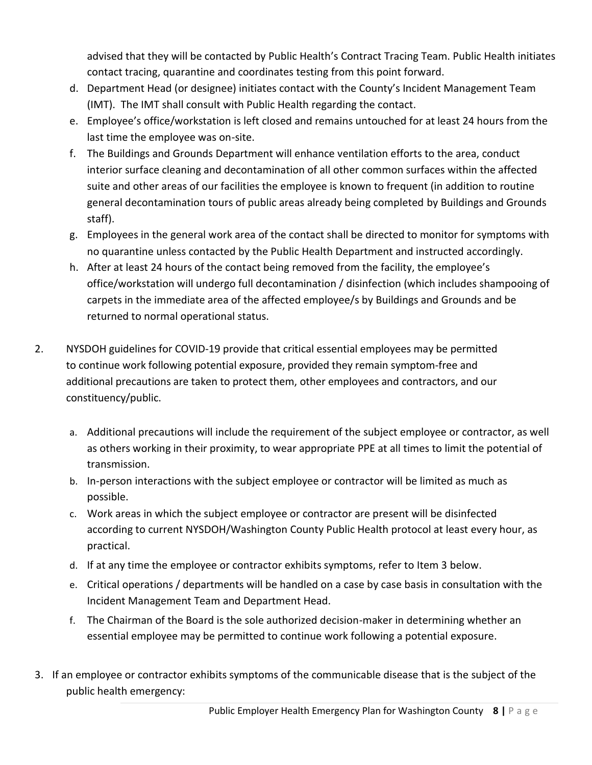advised that they will be contacted by Public Health's Contract Tracing Team. Public Health initiates contact tracing, quarantine and coordinates testing from this point forward.

d. Department Head (or designee) initiates contact with the County's Incident Management Team (IMT). The IMT shall consult with Public Health regarding the contact.
e. Employee's office/workstation is left closed and remains untouched for at least 24 hours from the last time the employee was on-site.
f. The Buildings and Grounds Department will enhance ventilation efforts to the area, conduct interior surface cleaning and decontamination of all other common surfaces within the affected suite and other areas of our facilities the employee is known to frequent (in addition to routine general decontamination tours of public areas already being completed by Buildings and Grounds staff).
g. Employees in the general work area of the contact shall be directed to monitor for symptoms with no quarantine unless contacted by the Public Health Department and instructed accordingly.
h. After at least 24 hours of the contact being removed from the facility, the employee's office/workstation will undergo full decontamination / disinfection (which includes shampooing of carpets in the immediate area of the affected employee/s by Buildings and Grounds and be returned to normal operational status.

2. NYSDOH guidelines for COVID-19 provide that critical essential employees may be permitted to continue work following potential exposure, provided they remain symptom-free and additional precautions are taken to protect them, other employees and contractors, and our constituency/public.

   a. Additional precautions will include the requirement of the subject employee or contractor, as well as others working in their proximity, to wear appropriate PPE at all times to limit the potential of transmission.
   b. In-person interactions with the subject employee or contractor will be limited as much as possible.
   c. Work areas in which the subject employee or contractor are present will be disinfected according to current NYSDOH/Washington County Public Health protocol at least every hour, as practical.
   d. If at any time the employee or contractor exhibits symptoms, refer to Item 3 below.
   e. Critical operations / departments will be handled on a case by case basis in consultation with the Incident Management Team and Department Head.
   f. The Chairman of the Board is the sole authorized decision-maker in determining whether an essential employee may be permitted to continue work following a potential exposure.

3. If an employee or contractor exhibits symptoms of the communicable disease that is the subject of the public health emergency: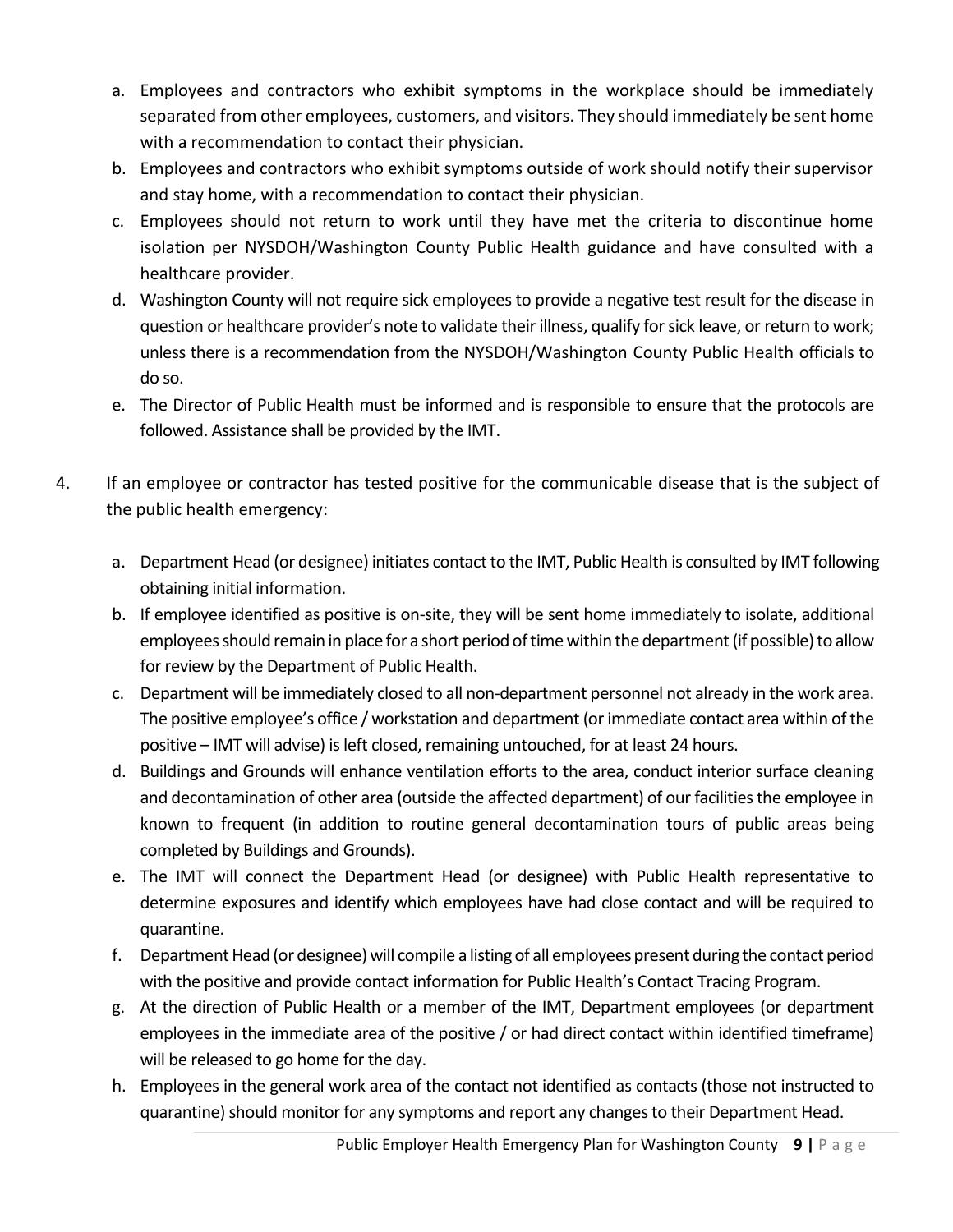a. Employees and contractors who exhibit symptoms in the workplace should be immediately separated from other employees, customers, and visitors. They should immediately be sent home with a recommendation to contact their physician.
b. Employees and contractors who exhibit symptoms outside of work should notify their supervisor and stay home, with a recommendation to contact their physician.
c. Employees should not return to work until they have met the criteria to discontinue home isolation per NYSDOH/Washington County Public Health guidance and have consulted with a healthcare provider.
d. Washington County will not require sick employees to provide a negative test result for the disease in question or healthcare provider's note to validate their illness, qualify for sick leave, or return to work; unless there is a recommendation from the NYSDOH/Washington County Public Health officials to do so.
e. The Director of Public Health must be informed and is responsible to ensure that the protocols are followed. Assistance shall be provided by the IMT.

4. If an employee or contractor has tested positive for the communicable disease that is the subject of the public health emergency:

   a. Department Head (or designee) initiates contact to the IMT, Public Health is consulted by IMT following obtaining initial information.
   b. If employee identified as positive is on-site, they will be sent home immediately to isolate, additional employees should remain in place for a short period of time within the department (if possible) to allow for review by the Department of Public Health.
   c. Department will be immediately closed to all non-department personnel not already in the work area. The positive employee's office / workstation and department (or immediate contact area within of the positive – IMT will advise) is left closed, remaining untouched, for at least 24 hours.
   d. Buildings and Grounds will enhance ventilation efforts to the area, conduct interior surface cleaning and decontamination of other area (outside the affected department) of our facilities the employee in known to frequent (in addition to routine general decontamination tours of public areas being completed by Buildings and Grounds).
   e. The IMT will connect the Department Head (or designee) with Public Health representative to determine exposures and identify which employees have had close contact and will be required to quarantine.
   f. Department Head (or designee) will compile a listing of all employees present during the contact period with the positive and provide contact information for Public Health's Contact Tracing Program.
   g. At the direction of Public Health or a member of the IMT, Department employees (or department employees in the immediate area of the positive / or had direct contact within identified timeframe) will be released to go home for the day.
   h. Employees in the general work area of the contact not identified as contacts (those not instructed to quarantine) should monitor for any symptoms and report any changes to their Department Head.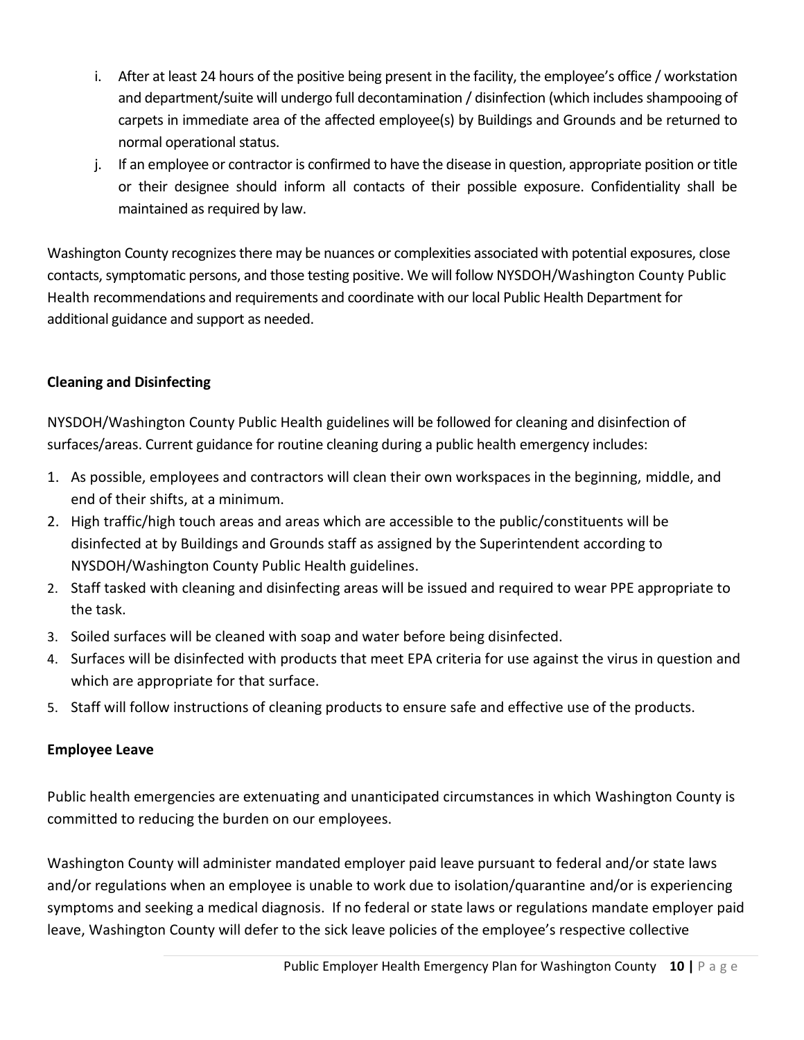i. After at least 24 hours of the positive being present in the facility, the employee's office / workstation and department/suite will undergo full decontamination / disinfection (which includes shampooing of carpets in immediate area of the affected employee(s) by Buildings and Grounds and be returned to normal operational status.

j. If an employee or contractor is confirmed to have the disease in question, appropriate position or title or their designee should inform all contacts of their possible exposure. Confidentiality shall be maintained as required by law.

Washington County recognizes there may be nuances or complexities associated with potential exposures, close contacts, symptomatic persons, and those testing positive. We will follow NYSDOH/Washington County Public Health recommendations and requirements and coordinate with our local Public Health Department for additional guidance and support as needed.

**Cleaning and Disinfecting**

NYSDOH/Washington County Public Health guidelines will be followed for cleaning and disinfection of surfaces/areas. Current guidance for routine cleaning during a public health emergency includes:

1. As possible, employees and contractors will clean their own workspaces in the beginning, middle, and end of their shifts, at a minimum.
2. High traffic/high touch areas and areas which are accessible to the public/constituents will be disinfected at by Buildings and Grounds staff as assigned by the Superintendent according to NYSDOH/Washington County Public Health guidelines.
2. Staff tasked with cleaning and disinfecting areas will be issued and required to wear PPE appropriate to the task.
3. Soiled surfaces will be cleaned with soap and water before being disinfected.
4. Surfaces will be disinfected with products that meet EPA criteria for use against the virus in question and which are appropriate for that surface.
5. Staff will follow instructions of cleaning products to ensure safe and effective use of the products.

**Employee Leave**

Public health emergencies are extenuating and unanticipated circumstances in which Washington County is committed to reducing the burden on our employees.

Washington County will administer mandated employer paid leave pursuant to federal and/or state laws and/or regulations when an employee is unable to work due to isolation/quarantine and/or is experiencing symptoms and seeking a medical diagnosis. If no federal or state laws or regulations mandate employer paid leave, Washington County will defer to the sick leave policies of the employee's respective collective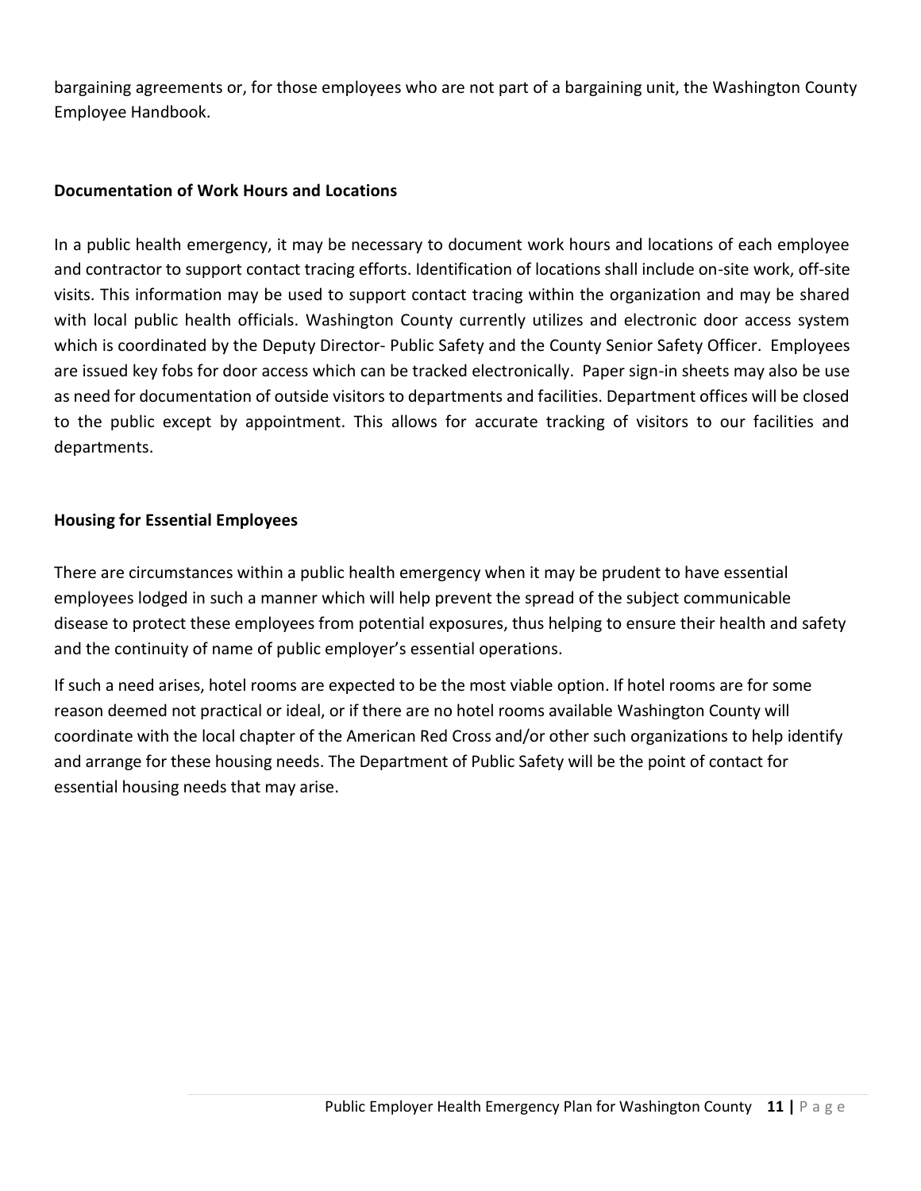bargaining agreements or, for those employees who are not part of a bargaining unit, the Washington County Employee Handbook.

**Documentation of Work Hours and Locations**

In a public health emergency, it may be necessary to document work hours and locations of each employee and contractor to support contact tracing efforts. Identification of locations shall include on-site work, off-site visits. This information may be used to support contact tracing within the organization and may be shared with local public health officials. Washington County currently utilizes and electronic door access system which is coordinated by the Deputy Director- Public Safety and the County Senior Safety Officer. Employees are issued key fobs for door access which can be tracked electronically. Paper sign-in sheets may also be use as need for documentation of outside visitors to departments and facilities. Department offices will be closed to the public except by appointment. This allows for accurate tracking of visitors to our facilities and departments.

**Housing for Essential Employees**

There are circumstances within a public health emergency when it may be prudent to have essential employees lodged in such a manner which will help prevent the spread of the subject communicable disease to protect these employees from potential exposures, thus helping to ensure their health and safety and the continuity of name of public employer's essential operations.

If such a need arises, hotel rooms are expected to be the most viable option. If hotel rooms are for some reason deemed not practical or ideal, or if there are no hotel rooms available Washington County will coordinate with the local chapter of the American Red Cross and/or other such organizations to help identify and arrange for these housing needs. The Department of Public Safety will be the point of contact for essential housing needs that may arise.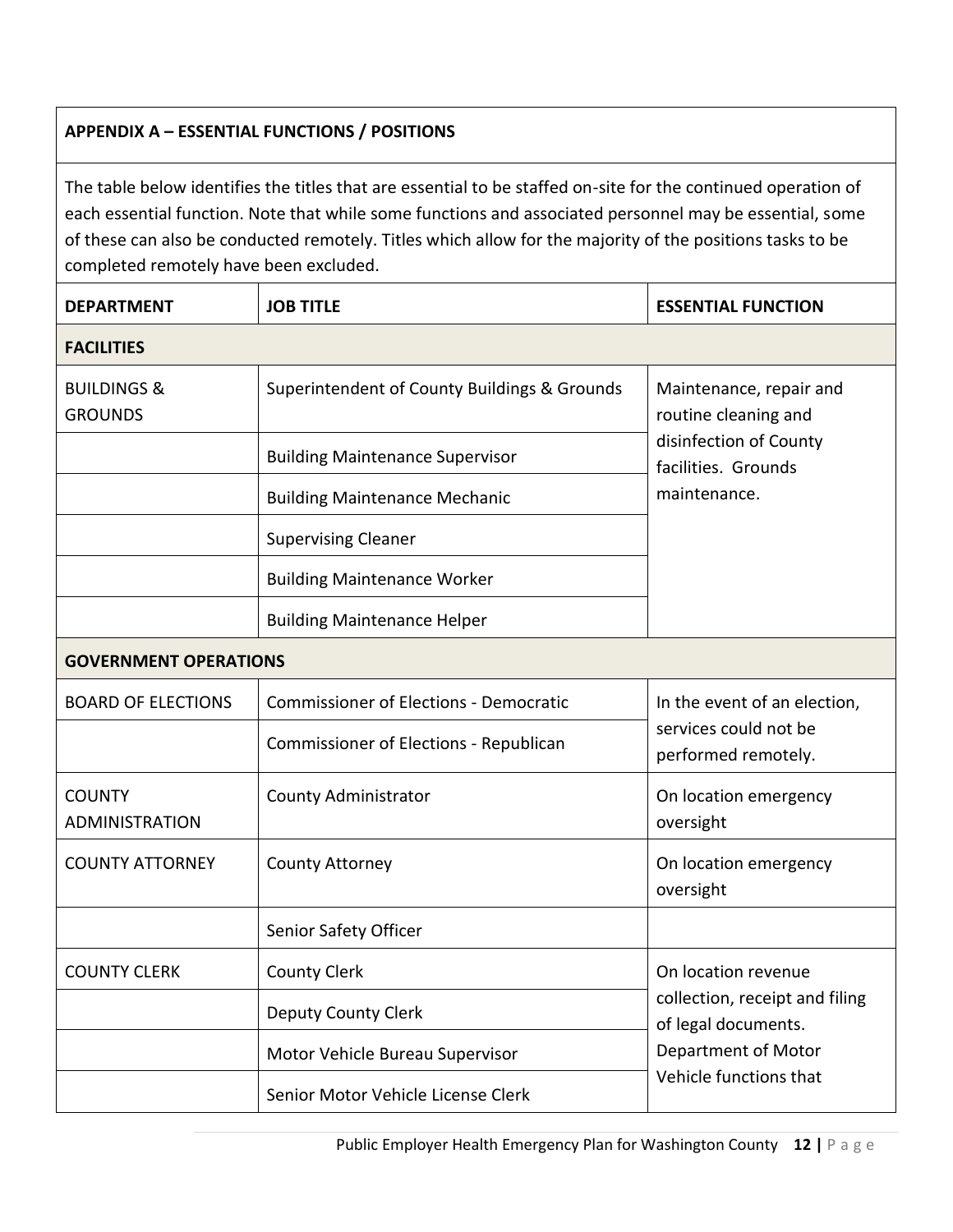**APPENDIX A – ESSENTIAL FUNCTIONS / POSITIONS**

The table below identifies the titles that are essential to be staffed on-site for the continued operation of each essential function. Note that while some functions and associated personnel may be essential, some of these can also be conducted remotely. Titles which allow for the majority of the positions tasks to be completed remotely have been excluded.

| DEPARTMENT | JOB TITLE | ESSENTIAL FUNCTION |
|---|---|---|
| **FACILITIES** | | |
| BUILDINGS & GROUNDS | Superintendent of County Buildings & Grounds | Maintenance, repair and routine cleaning and disinfection of County facilities. Grounds maintenance. |
| | Building Maintenance Supervisor | |
| | Building Maintenance Mechanic | |
| | Supervising Cleaner | |
| | Building Maintenance Worker | |
| | Building Maintenance Helper | |
| **GOVERNMENT OPERATIONS** | | |
| BOARD OF ELECTIONS | Commissioner of Elections - Democratic | In the event of an election, services could not be performed remotely. |
| | Commissioner of Elections - Republican | |
| COUNTY ADMINISTRATION | County Administrator | On location emergency oversight |
| COUNTY ATTORNEY | County Attorney | On location emergency oversight |
| | Senior Safety Officer | |
| COUNTY CLERK | County Clerk | On location revenue collection, receipt and filing of legal documents. Department of Motor Vehicle functions that |
| | Deputy County Clerk | |
| | Motor Vehicle Bureau Supervisor | |
| | Senior Motor Vehicle License Clerk | |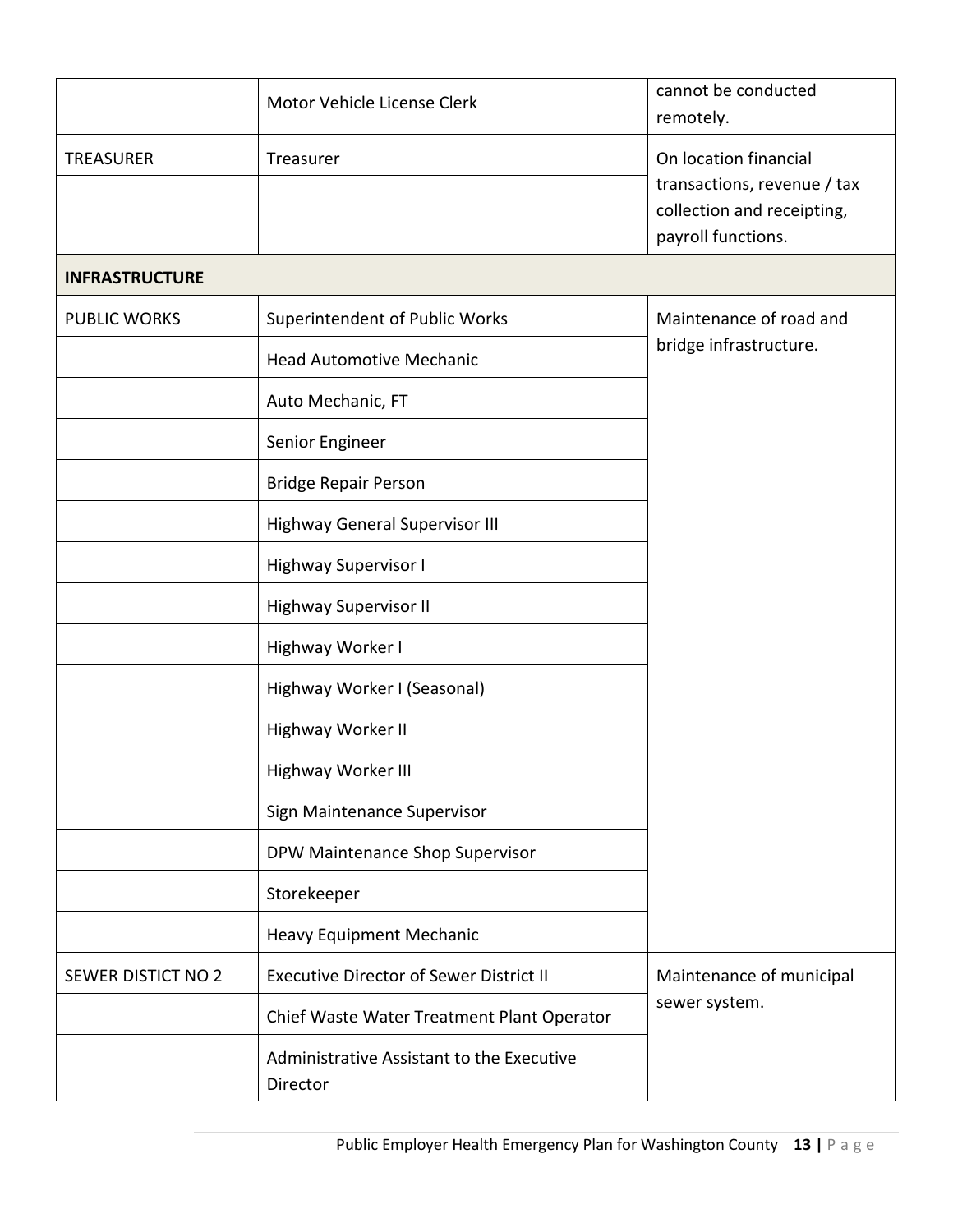| | | |
|---|---|---|
| | Motor Vehicle License Clerk | cannot be conducted remotely. |
| TREASURER | Treasurer | On location financial transactions, revenue / tax collection and receipting, payroll functions. |
| | | |
| **INFRASTRUCTURE** | | |
| PUBLIC WORKS | Superintendent of Public Works | Maintenance of road and bridge infrastructure. |
| | Head Automotive Mechanic | |
| | Auto Mechanic, FT | |
| | Senior Engineer | |
| | Bridge Repair Person | |
| | Highway General Supervisor III | |
| | Highway Supervisor I | |
| | Highway Supervisor II | |
| | Highway Worker I | |
| | Highway Worker I (Seasonal) | |
| | Highway Worker II | |
| | Highway Worker III | |
| | Sign Maintenance Supervisor | |
| | DPW Maintenance Shop Supervisor | |
| | Storekeeper | |
| | Heavy Equipment Mechanic | |
| SEWER DISTICT NO 2 | Executive Director of Sewer District II | Maintenance of municipal sewer system. |
| | Chief Waste Water Treatment Plant Operator | |
| | Administrative Assistant to the Executive Director | |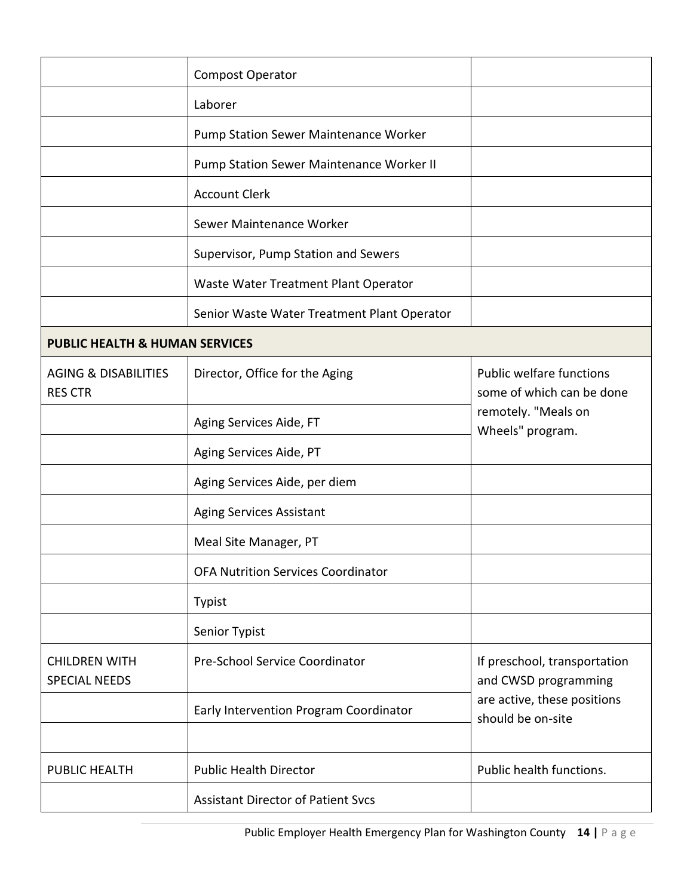| | | |
|---|---|---|
| | Compost Operator | |
| | Laborer | |
| | Pump Station Sewer Maintenance Worker | |
| | Pump Station Sewer Maintenance Worker II | |
| | Account Clerk | |
| | Sewer Maintenance Worker | |
| | Supervisor, Pump Station and Sewers | |
| | Waste Water Treatment Plant Operator | |
| | Senior Waste Water Treatment Plant Operator | |
| **PUBLIC HEALTH & HUMAN SERVICES** | | |
| AGING & DISABILITIES RES CTR | Director, Office for the Aging | Public welfare functions some of which can be done remotely. "Meals on Wheels" program. |
| | Aging Services Aide, FT | |
| | Aging Services Aide, PT | |
| | Aging Services Aide, per diem | |
| | Aging Services Assistant | |
| | Meal Site Manager, PT | |
| | OFA Nutrition Services Coordinator | |
| | Typist | |
| | Senior Typist | |
| CHILDREN WITH SPECIAL NEEDS | Pre-School Service Coordinator | If preschool, transportation and CWSD programming are active, these positions should be on-site |
| | Early Intervention Program Coordinator | |
| | | |
| PUBLIC HEALTH | Public Health Director | Public health functions. |
| | Assistant Director of Patient Svcs | |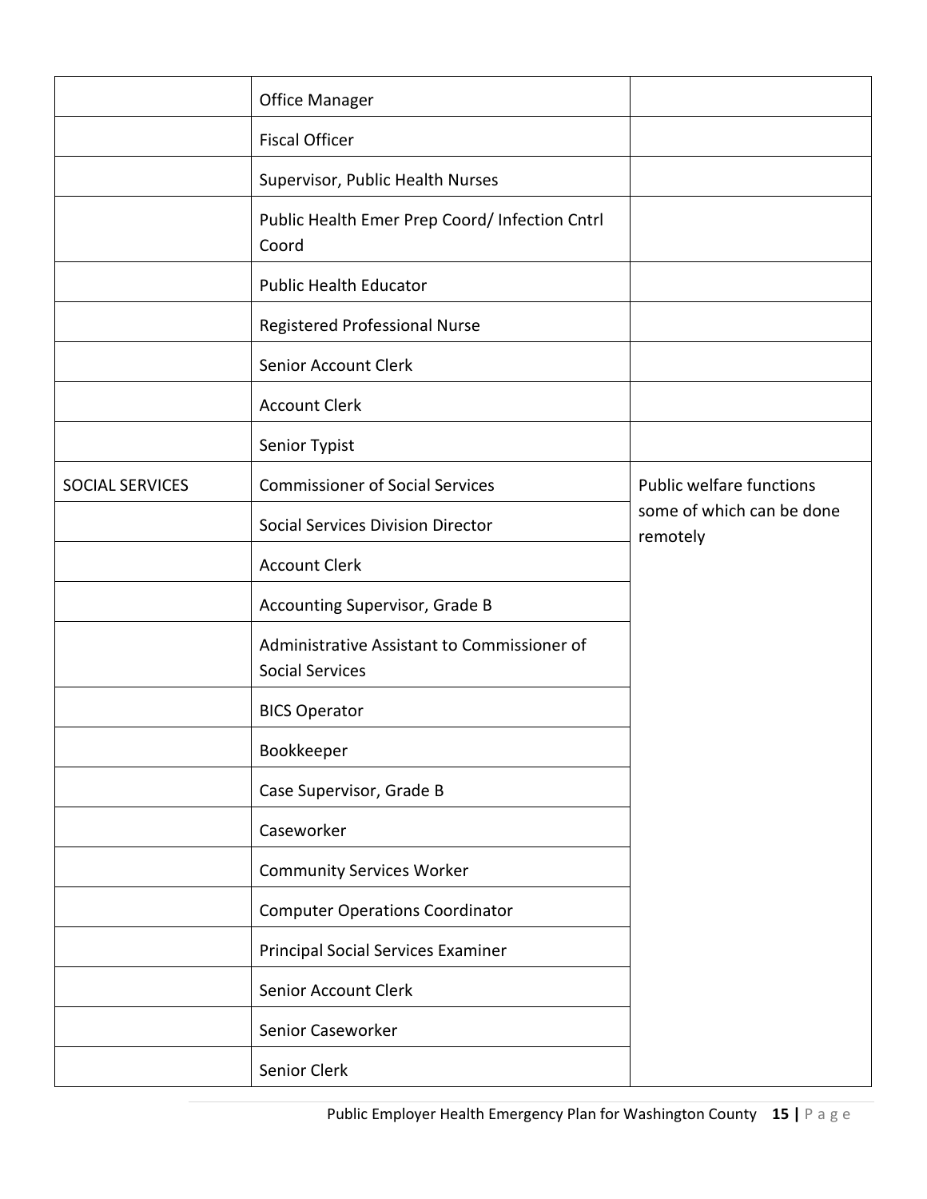| | | |
|---|---|---|
| | Office Manager | |
| | Fiscal Officer | |
| | Supervisor, Public Health Nurses | |
| | Public Health Emer Prep Coord/ Infection Cntrl Coord | |
| | Public Health Educator | |
| | Registered Professional Nurse | |
| | Senior Account Clerk | |
| | Account Clerk | |
| | Senior Typist | |
| SOCIAL SERVICES | Commissioner of Social Services | Public welfare functions some of which can be done remotely |
| | Social Services Division Director | |
| | Account Clerk | |
| | Accounting Supervisor, Grade B | |
| | Administrative Assistant to Commissioner of Social Services | |
| | BICS Operator | |
| | Bookkeeper | |
| | Case Supervisor, Grade B | |
| | Caseworker | |
| | Community Services Worker | |
| | Computer Operations Coordinator | |
| | Principal Social Services Examiner | |
| | Senior Account Clerk | |
| | Senior Caseworker | |
| | Senior Clerk | |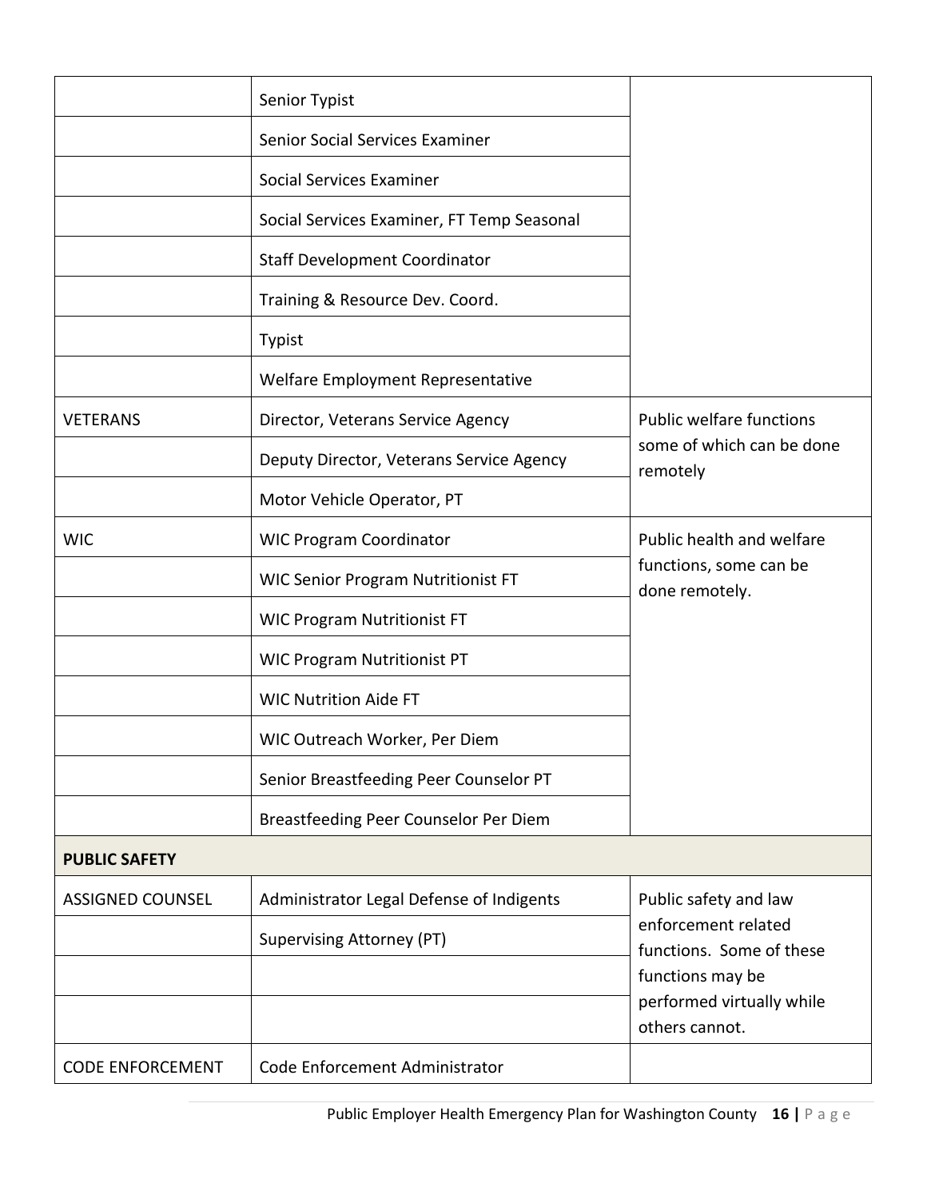| | | |
|---|---|---|
| | Senior Typist | |
| | Senior Social Services Examiner | |
| | Social Services Examiner | |
| | Social Services Examiner, FT Temp Seasonal | |
| | Staff Development Coordinator | |
| | Training & Resource Dev. Coord. | |
| | Typist | |
| | Welfare Employment Representative | |
| VETERANS | Director, Veterans Service Agency | Public welfare functions some of which can be done remotely |
| | Deputy Director, Veterans Service Agency | |
| | Motor Vehicle Operator, PT | |
| WIC | WIC Program Coordinator | Public health and welfare functions, some can be done remotely. |
| | WIC Senior Program Nutritionist FT | |
| | WIC Program Nutritionist FT | |
| | WIC Program Nutritionist PT | |
| | WIC Nutrition Aide FT | |
| | WIC Outreach Worker, Per Diem | |
| | Senior Breastfeeding Peer Counselor PT | |
| | Breastfeeding Peer Counselor Per Diem | |
| **PUBLIC SAFETY** | | |
| ASSIGNED COUNSEL | Administrator Legal Defense of Indigents | Public safety and law enforcement related functions. Some of these functions may be performed virtually while others cannot. |
| | Supervising Attorney (PT) | |
| | | |
| | | |
| CODE ENFORCEMENT | Code Enforcement Administrator | |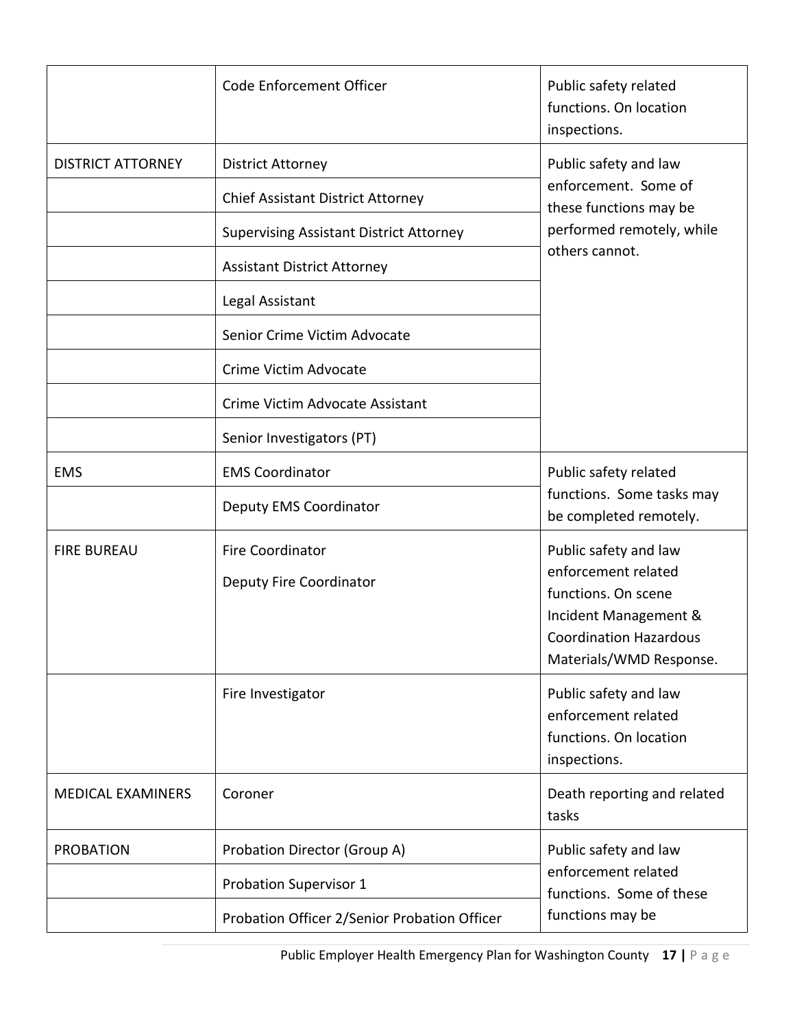| | | |
|---|---|---|
| | Code Enforcement Officer | Public safety related functions. On location inspections. |
| DISTRICT ATTORNEY | District Attorney | Public safety and law enforcement. Some of these functions may be performed remotely, while others cannot. |
| | Chief Assistant District Attorney | |
| | Supervising Assistant District Attorney | |
| | Assistant District Attorney | |
| | Legal Assistant | |
| | Senior Crime Victim Advocate | |
| | Crime Victim Advocate | |
| | Crime Victim Advocate Assistant | |
| | Senior Investigators (PT) | |
| EMS | EMS Coordinator | Public safety related functions. Some tasks may be completed remotely. |
| | Deputy EMS Coordinator | |
| FIRE BUREAU | Fire Coordinator<br>Deputy Fire Coordinator | Public safety and law enforcement related functions. On scene Incident Management & Coordination Hazardous Materials/WMD Response. |
| | Fire Investigator | Public safety and law enforcement related functions. On location inspections. |
| MEDICAL EXAMINERS | Coroner | Death reporting and related tasks |
| PROBATION | Probation Director (Group A) | Public safety and law enforcement related functions. Some of these functions may be |
| | Probation Supervisor 1 | |
| | Probation Officer 2/Senior Probation Officer | |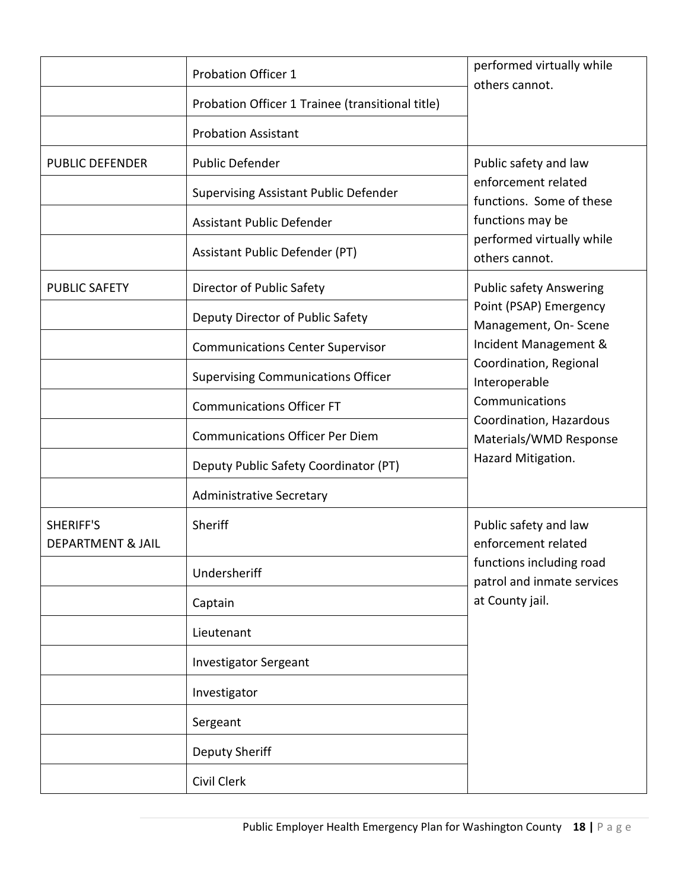| | | |
|---|---|---|
| | Probation Officer 1 | performed virtually while others cannot. |
| | Probation Officer 1 Trainee (transitional title) | |
| | Probation Assistant | |
| PUBLIC DEFENDER | Public Defender | Public safety and law enforcement related functions. Some of these functions may be performed virtually while others cannot. |
| | Supervising Assistant Public Defender | |
| | Assistant Public Defender | |
| | Assistant Public Defender (PT) | |
| PUBLIC SAFETY | Director of Public Safety | Public safety Answering Point (PSAP) Emergency Management, On- Scene Incident Management & Coordination, Regional Interoperable Communications Coordination, Hazardous Materials/WMD Response Hazard Mitigation. |
| | Deputy Director of Public Safety | |
| | Communications Center Supervisor | |
| | Supervising Communications Officer | |
| | Communications Officer FT | |
| | Communications Officer Per Diem | |
| | Deputy Public Safety Coordinator (PT) | |
| | Administrative Secretary | |
| SHERIFF'S DEPARTMENT & JAIL | Sheriff | Public safety and law enforcement related functions including road patrol and inmate services at County jail. |
| | Undersheriff | |
| | Captain | |
| | Lieutenant | |
| | Investigator Sergeant | |
| | Investigator | |
| | Sergeant | |
| | Deputy Sheriff | |
| | Civil Clerk | |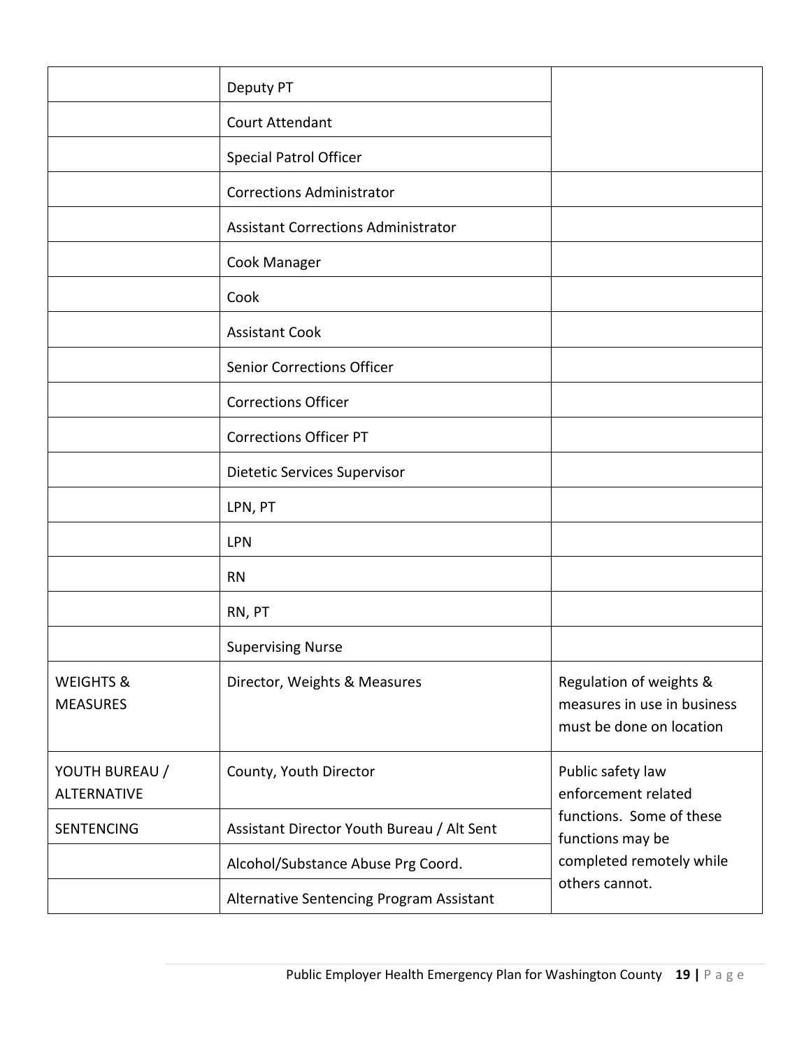| | | |
|---|---|---|
| | Deputy PT | |
| | Court Attendant | |
| | Special Patrol Officer | |
| | Corrections Administrator | |
| | Assistant Corrections Administrator | |
| | Cook Manager | |
| | Cook | |
| | Assistant Cook | |
| | Senior Corrections Officer | |
| | Corrections Officer | |
| | Corrections Officer PT | |
| | Dietetic Services Supervisor | |
| | LPN, PT | |
| | LPN | |
| | RN | |
| | RN, PT | |
| | Supervising Nurse | |
| WEIGHTS & MEASURES | Director, Weights & Measures | Regulation of weights & measures in use in business must be done on location |
| YOUTH BUREAU / ALTERNATIVE | County, Youth Director | Public safety law enforcement related functions. Some of these functions may be completed remotely while others cannot. |
| SENTENCING | Assistant Director Youth Bureau / Alt Sent | |
| | Alcohol/Substance Abuse Prg Coord. | |
| | Alternative Sentencing Program Assistant | |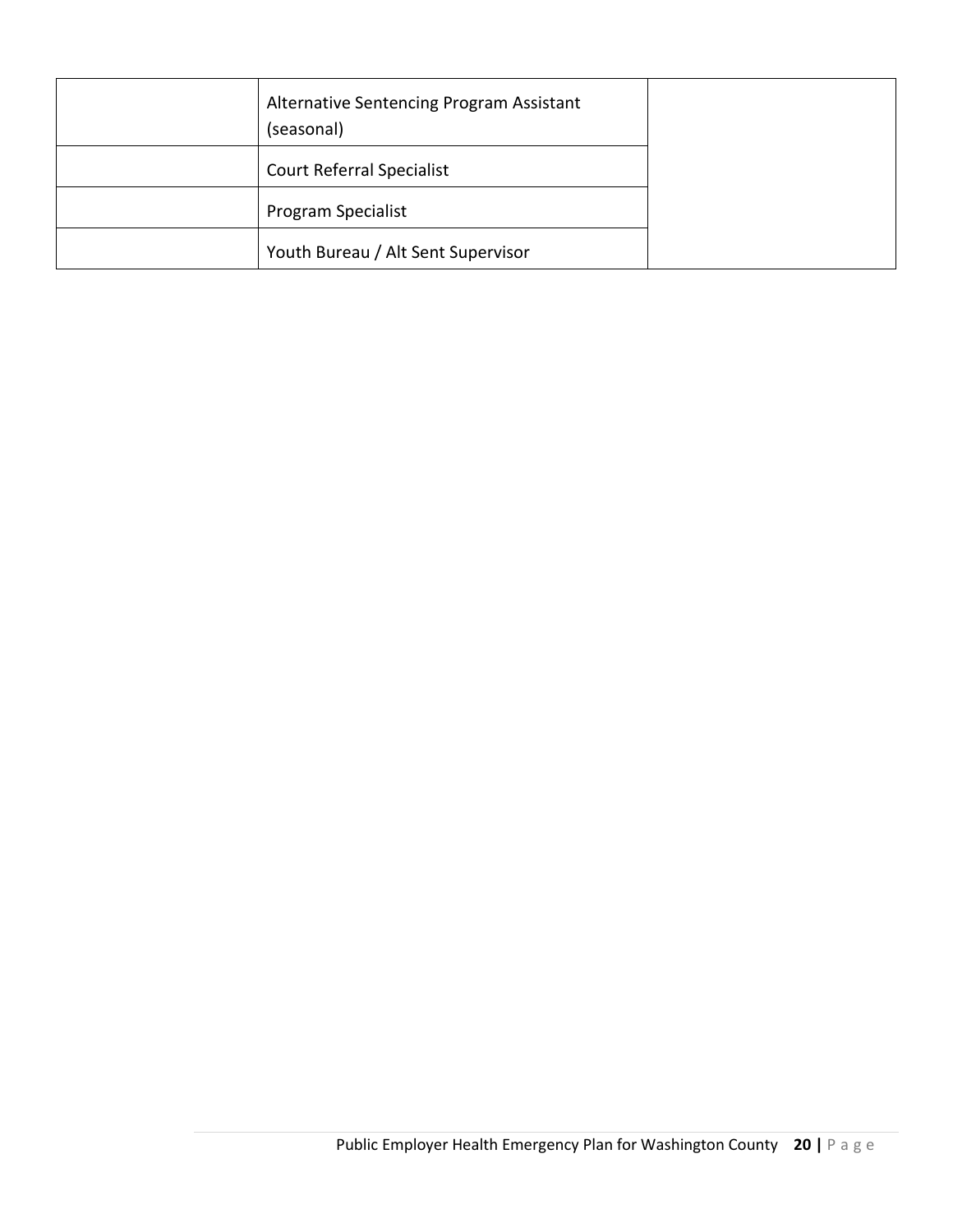| | | |
|---|---|---|
| | Alternative Sentencing Program Assistant (seasonal) | |
| | Court Referral Specialist | |
| | Program Specialist | |
| | Youth Bureau / Alt Sent Supervisor | |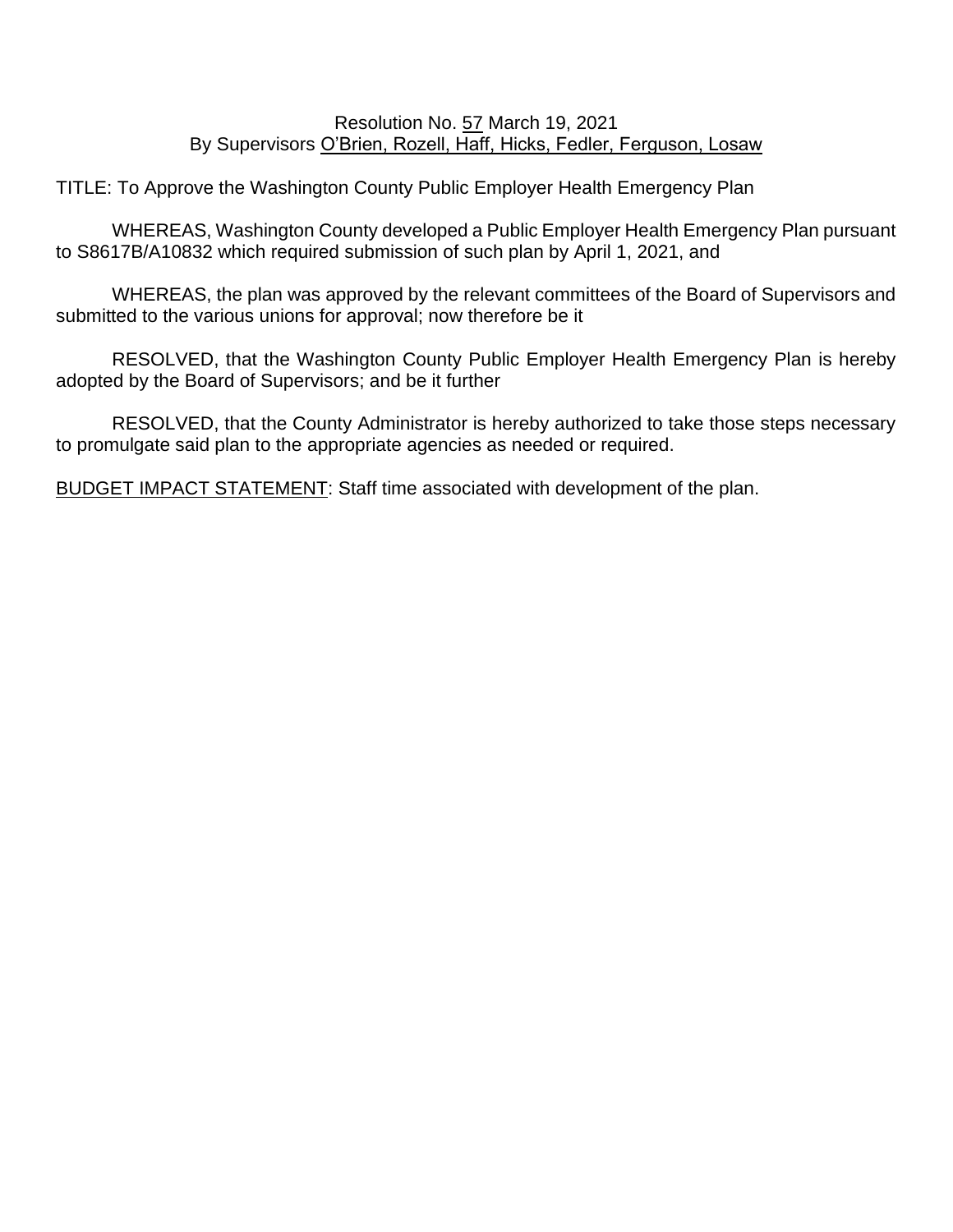Resolution No. 57 March 19, 2021
By Supervisors O'Brien, Rozell, Haff, Hicks, Fedler, Ferguson, Losaw

TITLE: To Approve the Washington County Public Employer Health Emergency Plan

WHEREAS, Washington County developed a Public Employer Health Emergency Plan pursuant to S8617B/A10832 which required submission of such plan by April 1, 2021, and

WHEREAS, the plan was approved by the relevant committees of the Board of Supervisors and submitted to the various unions for approval; now therefore be it

RESOLVED, that the Washington County Public Employer Health Emergency Plan is hereby adopted by the Board of Supervisors; and be it further

RESOLVED, that the County Administrator is hereby authorized to take those steps necessary to promulgate said plan to the appropriate agencies as needed or required.

BUDGET IMPACT STATEMENT: Staff time associated with development of the plan.